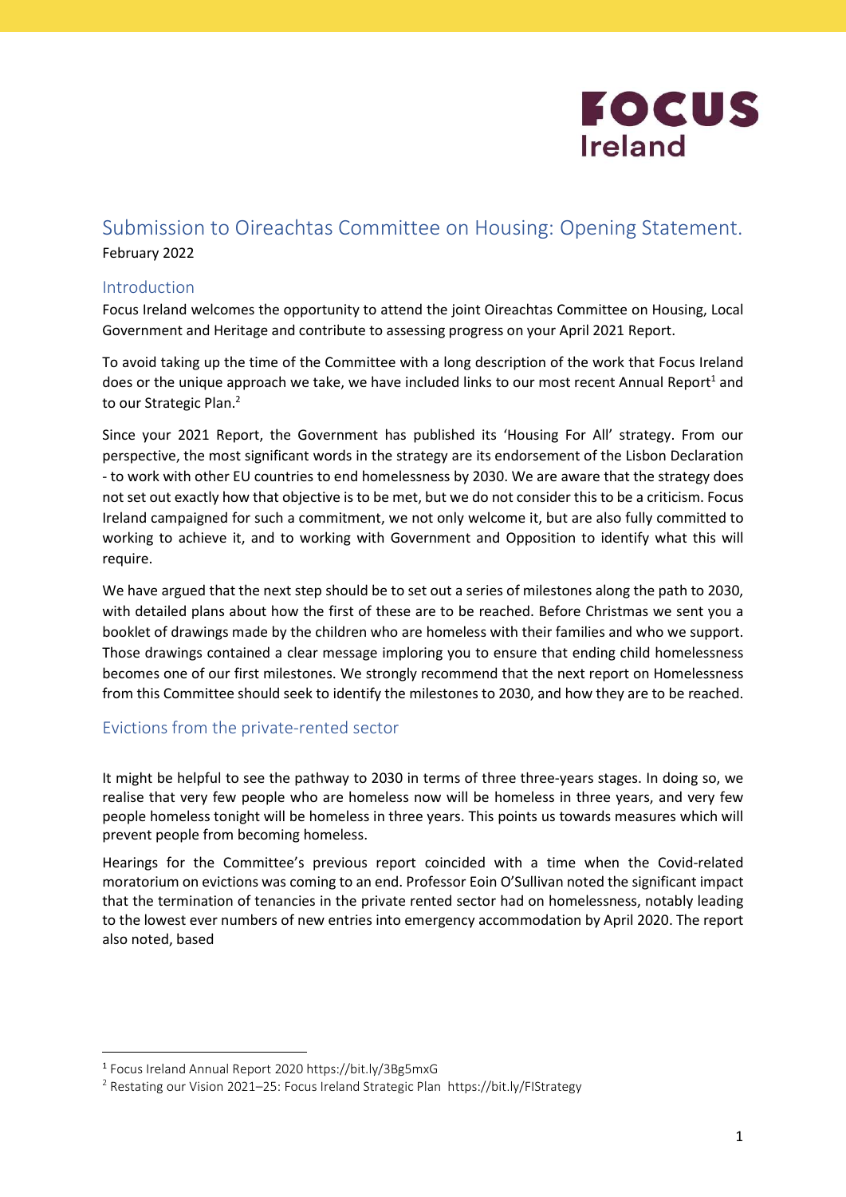# Submission to Oireachtas Committee on Housing: Opening Statement.

February 2022

## Introduction

Focus Ireland welcomes the opportunity to attend the joint Oireachtas Committee on Housing, Local Government and Heritage and contribute to assessing progress on your April 2021 Report.

To avoid taking up the time of the Committee with a long description of the work that Focus Ireland does or the unique approach we take, we have included links to our most recent Annual Report[1] and to our Strategic Plan.[2]

Since your 2021 Report, the Government has published its 'Housing For All' strategy. From our perspective, the most significant words in the strategy are its endorsement of the Lisbon Declaration - to work with other EU countries to end homelessness by 2030. We are aware that the strategy does not set out exactly how that objective is to be met, but we do not consider this to be a criticism. Focus Ireland campaigned for such a commitment, we not only welcome it, but are also fully committed to working to achieve it, and to working with Government and Opposition to identify what this will require.

We have argued that the next step should be to set out a series of milestones along the path to 2030, with detailed plans about how the first of these are to be reached. Before Christmas we sent you a booklet of drawings made by the children who are homeless with their families and who we support. Those drawings contained a clear message imploring you to ensure that ending child homelessness becomes one of our first milestones. We strongly recommend that the next report on Homelessness from this Committee should seek to identify the milestones to 2030, and how they are to be reached.

## Evictions from the private-rented sector

It might be helpful to see the pathway to 2030 in terms of three three-years stages. In doing so, we realise that very few people who are homeless now will be homeless in three years, and very few people homeless tonight will be homeless in three years. This points us towards measures which will prevent people from becoming homeless.

Hearings for the Committee's previous report coincided with a time when the Covid-related moratorium on evictions was coming to an end. Professor Eoin O'Sullivan noted the significant impact that the termination of tenancies in the private rented sector had on homelessness, notably leading to the lowest ever numbers of new entries into emergency accommodation by April 2020. The report also noted, based

---

[1] Focus Ireland Annual Report 2020 https://bit.ly/3Bg5mxG

[2] Restating our Vision 2021–25: Focus Ireland Strategic Plan https://bit.ly/FIStrategy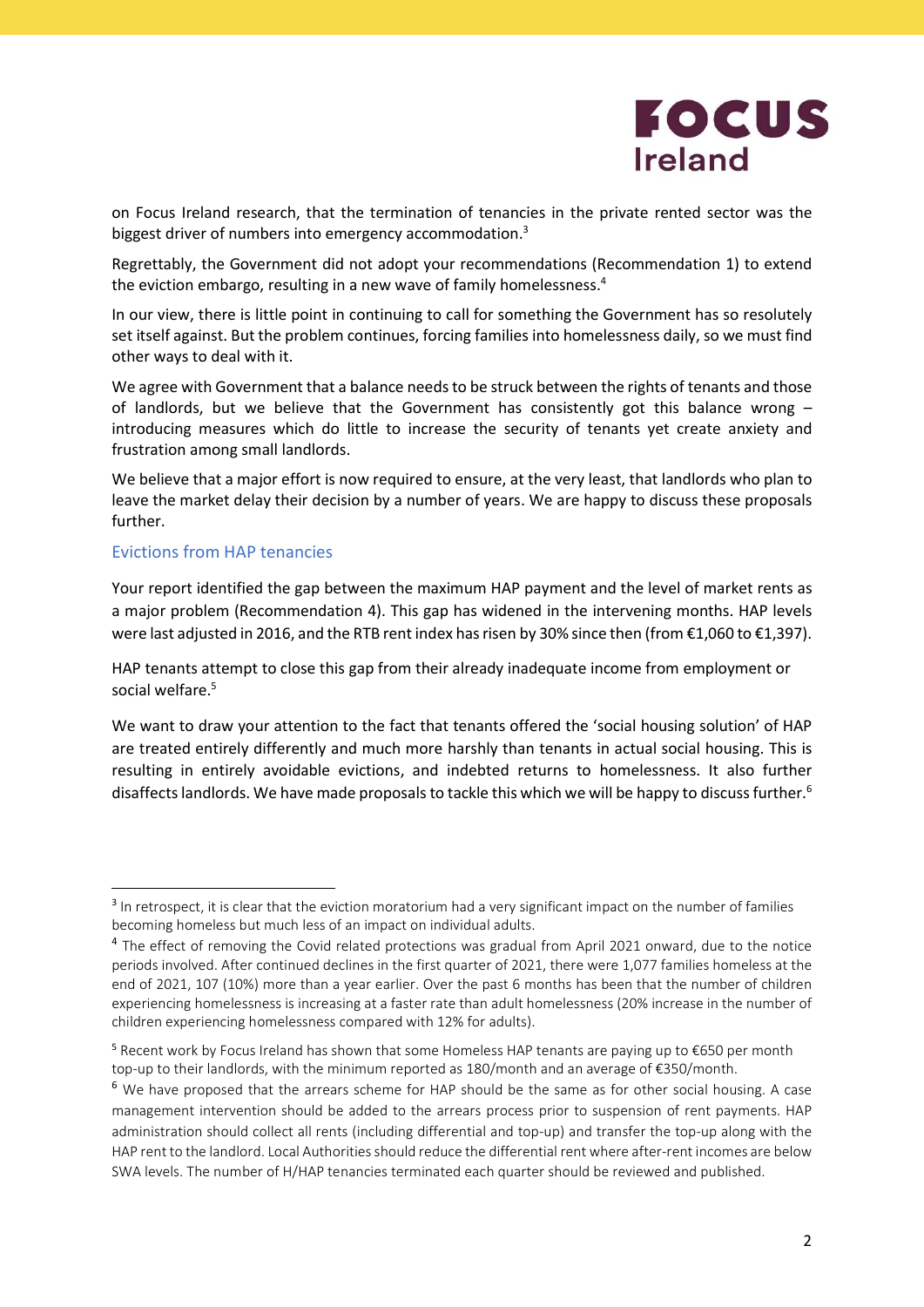on Focus Ireland research, that the termination of tenancies in the private rented sector was the biggest driver of numbers into emergency accommodation.[3]

Regrettably, the Government did not adopt your recommendations (Recommendation 1) to extend the eviction embargo, resulting in a new wave of family homelessness.[4]

In our view, there is little point in continuing to call for something the Government has so resolutely set itself against. But the problem continues, forcing families into homelessness daily, so we must find other ways to deal with it.

We agree with Government that a balance needs to be struck between the rights of tenants and those of landlords, but we believe that the Government has consistently got this balance wrong – introducing measures which do little to increase the security of tenants yet create anxiety and frustration among small landlords.

We believe that a major effort is now required to ensure, at the very least, that landlords who plan to leave the market delay their decision by a number of years. We are happy to discuss these proposals further.

## Evictions from HAP tenancies

Your report identified the gap between the maximum HAP payment and the level of market rents as a major problem (Recommendation 4). This gap has widened in the intervening months. HAP levels were last adjusted in 2016, and the RTB rent index has risen by 30% since then (from €1,060 to €1,397).

HAP tenants attempt to close this gap from their already inadequate income from employment or social welfare.[5]

We want to draw your attention to the fact that tenants offered the 'social housing solution' of HAP are treated entirely differently and much more harshly than tenants in actual social housing. This is resulting in entirely avoidable evictions, and indebted returns to homelessness. It also further disaffects landlords. We have made proposals to tackle this which we will be happy to discuss further.[6]

---

[3] In retrospect, it is clear that the eviction moratorium had a very significant impact on the number of families becoming homeless but much less of an impact on individual adults.

[4] The effect of removing the Covid related protections was gradual from April 2021 onward, due to the notice periods involved. After continued declines in the first quarter of 2021, there were 1,077 families homeless at the end of 2021, 107 (10%) more than a year earlier. Over the past 6 months has been that the number of children experiencing homelessness is increasing at a faster rate than adult homelessness (20% increase in the number of children experiencing homelessness compared with 12% for adults).

[5] Recent work by Focus Ireland has shown that some Homeless HAP tenants are paying up to €650 per month top-up to their landlords, with the minimum reported as 180/month and an average of €350/month.

[6] We have proposed that the arrears scheme for HAP should be the same as for other social housing. A case management intervention should be added to the arrears process prior to suspension of rent payments. HAP administration should collect all rents (including differential and top-up) and transfer the top-up along with the HAP rent to the landlord. Local Authorities should reduce the differential rent where after-rent incomes are below SWA levels. The number of H/HAP tenancies terminated each quarter should be reviewed and published.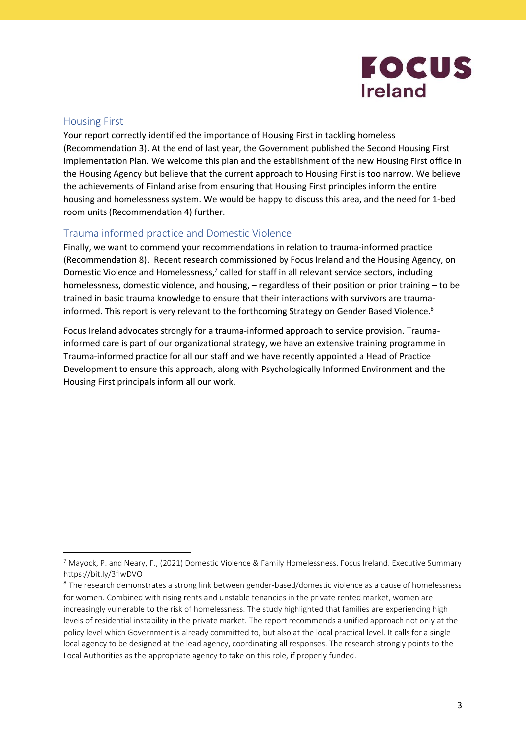## Housing First

Your report correctly identified the importance of Housing First in tackling homeless (Recommendation 3). At the end of last year, the Government published the Second Housing First Implementation Plan. We welcome this plan and the establishment of the new Housing First office in the Housing Agency but believe that the current approach to Housing First is too narrow. We believe the achievements of Finland arise from ensuring that Housing First principles inform the entire housing and homelessness system. We would be happy to discuss this area, and the need for 1-bed room units (Recommendation 4) further.

## Trauma informed practice and Domestic Violence

Finally, we want to commend your recommendations in relation to trauma-informed practice (Recommendation 8). Recent research commissioned by Focus Ireland and the Housing Agency, on Domestic Violence and Homelessness,[7] called for staff in all relevant service sectors, including homelessness, domestic violence, and housing, – regardless of their position or prior training – to be trained in basic trauma knowledge to ensure that their interactions with survivors are trauma-informed. This report is very relevant to the forthcoming Strategy on Gender Based Violence.[8]

Focus Ireland advocates strongly for a trauma-informed approach to service provision. Trauma-informed care is part of our organizational strategy, we have an extensive training programme in Trauma-informed practice for all our staff and we have recently appointed a Head of Practice Development to ensure this approach, along with Psychologically Informed Environment and the Housing First principals inform all our work.

---

[7] Mayock, P. and Neary, F., (2021) Domestic Violence & Family Homelessness. Focus Ireland. Executive Summary https://bit.ly/3flwDVO

[8] The research demonstrates a strong link between gender-based/domestic violence as a cause of homelessness for women. Combined with rising rents and unstable tenancies in the private rented market, women are increasingly vulnerable to the risk of homelessness. The study highlighted that families are experiencing high levels of residential instability in the private market. The report recommends a unified approach not only at the policy level which Government is already committed to, but also at the local practical level. It calls for a single local agency to be designed at the lead agency, coordinating all responses. The research strongly points to the Local Authorities as the appropriate agency to take on this role, if properly funded.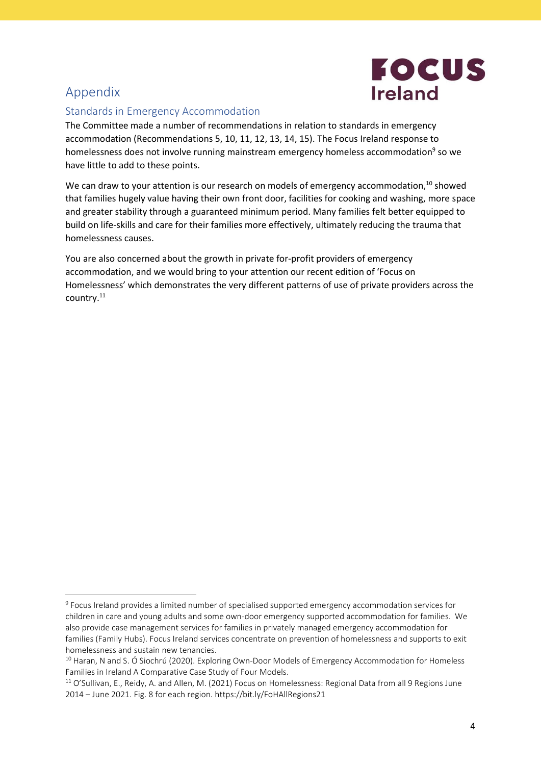# Appendix

## Standards in Emergency Accommodation

The Committee made a number of recommendations in relation to standards in emergency accommodation (Recommendations 5, 10, 11, 12, 13, 14, 15). The Focus Ireland response to homelessness does not involve running mainstream emergency homeless accommodation[9] so we have little to add to these points.

We can draw to your attention is our research on models of emergency accommodation,[10] showed that families hugely value having their own front door, facilities for cooking and washing, more space and greater stability through a guaranteed minimum period. Many families felt better equipped to build on life-skills and care for their families more effectively, ultimately reducing the trauma that homelessness causes.

You are also concerned about the growth in private for-profit providers of emergency accommodation, and we would bring to your attention our recent edition of 'Focus on Homelessness' which demonstrates the very different patterns of use of private providers across the country.[11]

---

[9] Focus Ireland provides a limited number of specialised supported emergency accommodation services for children in care and young adults and some own-door emergency supported accommodation for families. We also provide case management services for families in privately managed emergency accommodation for families (Family Hubs). Focus Ireland services concentrate on prevention of homelessness and supports to exit homelessness and sustain new tenancies.

[10] Haran, N and S. Ó Siochrú (2020). Exploring Own-Door Models of Emergency Accommodation for Homeless Families in Ireland A Comparative Case Study of Four Models.

[11] O'Sullivan, E., Reidy, A. and Allen, M. (2021) Focus on Homelessness: Regional Data from all 9 Regions June 2014 – June 2021. Fig. 8 for each region. https://bit.ly/FoHAllRegions21